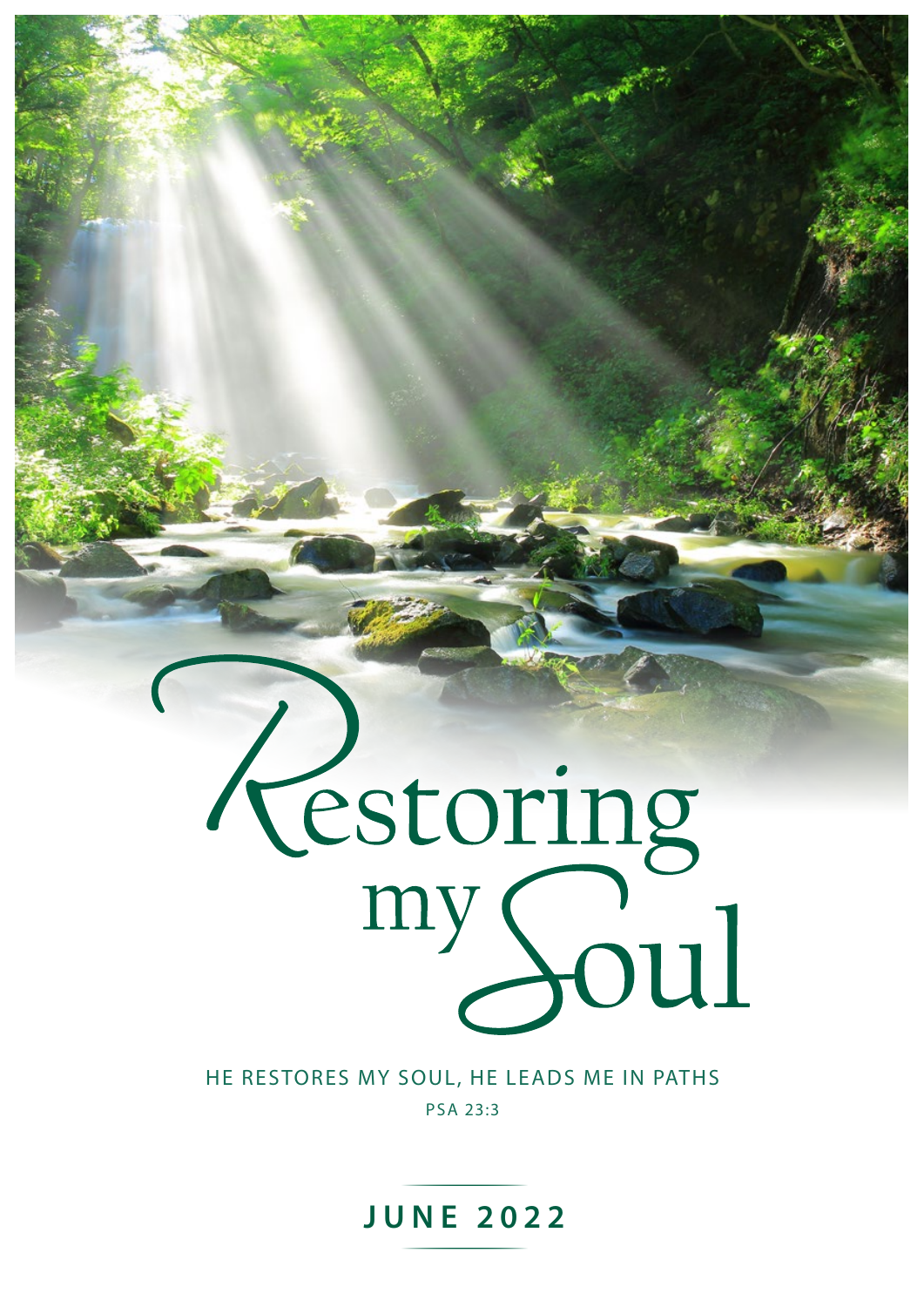# Restoring my Soul

HE RESTORES MY SOUL, HE LEADS ME IN PATHS

PSA 23:3

**JUNE 2022**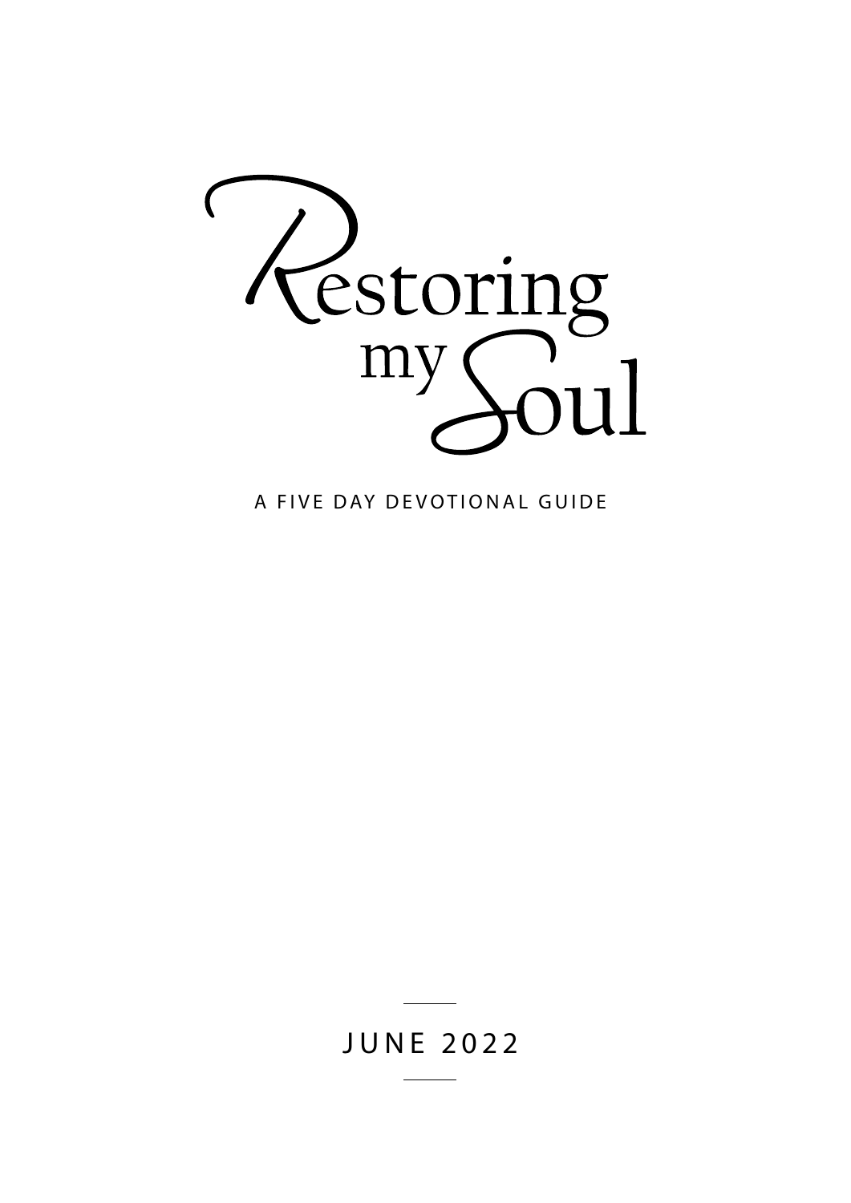# Restoring my Soul

A FIVE DAY DEVOTIONAL GUIDE

JUNE 2022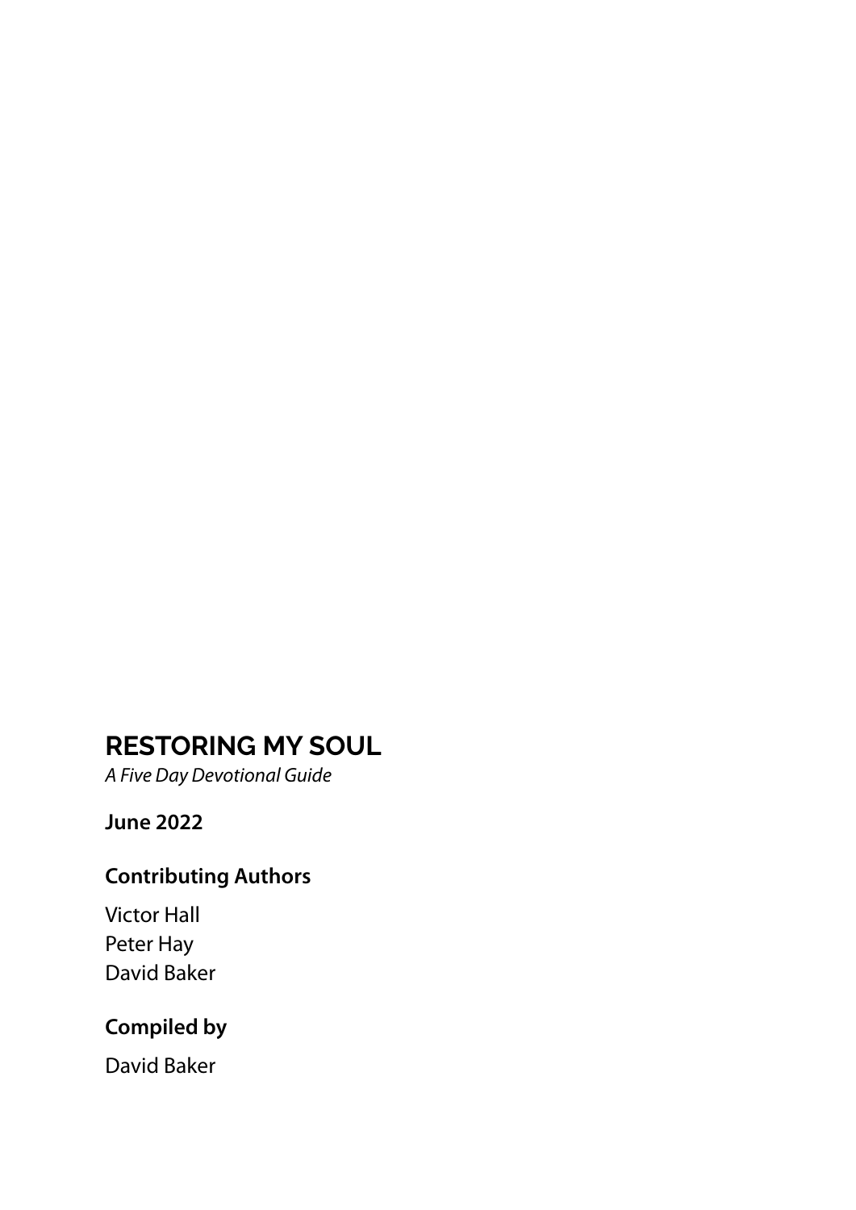# RESTORING MY SOUL

*A Five Day Devotional Guide*

**June 2022**

**Contributing Authors**

Victor Hall
Peter Hay
David Baker

**Compiled by**

David Baker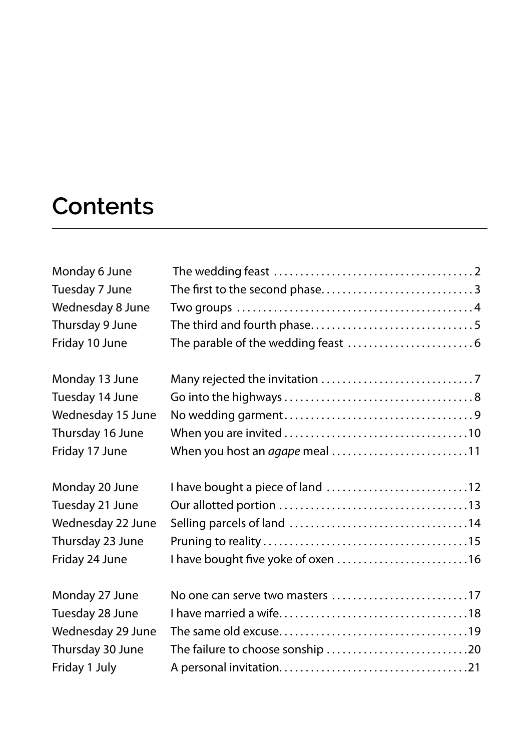# Contents

| | | |
|---|---|---|
| Monday 6 June | The wedding feast | 2 |
| Tuesday 7 June | The first to the second phase | 3 |
| Wednesday 8 June | Two groups | 4 |
| Thursday 9 June | The third and fourth phase | 5 |
| Friday 10 June | The parable of the wedding feast | 6 |
| Monday 13 June | Many rejected the invitation | 7 |
| Tuesday 14 June | Go into the highways | 8 |
| Wednesday 15 June | No wedding garment | 9 |
| Thursday 16 June | When you are invited | 10 |
| Friday 17 June | When you host an *agape* meal | 11 |
| Monday 20 June | I have bought a piece of land | 12 |
| Tuesday 21 June | Our allotted portion | 13 |
| Wednesday 22 June | Selling parcels of land | 14 |
| Thursday 23 June | Pruning to reality | 15 |
| Friday 24 June | I have bought five yoke of oxen | 16 |
| Monday 27 June | No one can serve two masters | 17 |
| Tuesday 28 June | I have married a wife | 18 |
| Wednesday 29 June | The same old excuse | 19 |
| Thursday 30 June | The failure to choose sonship | 20 |
| Friday 1 July | A personal invitation | 21 |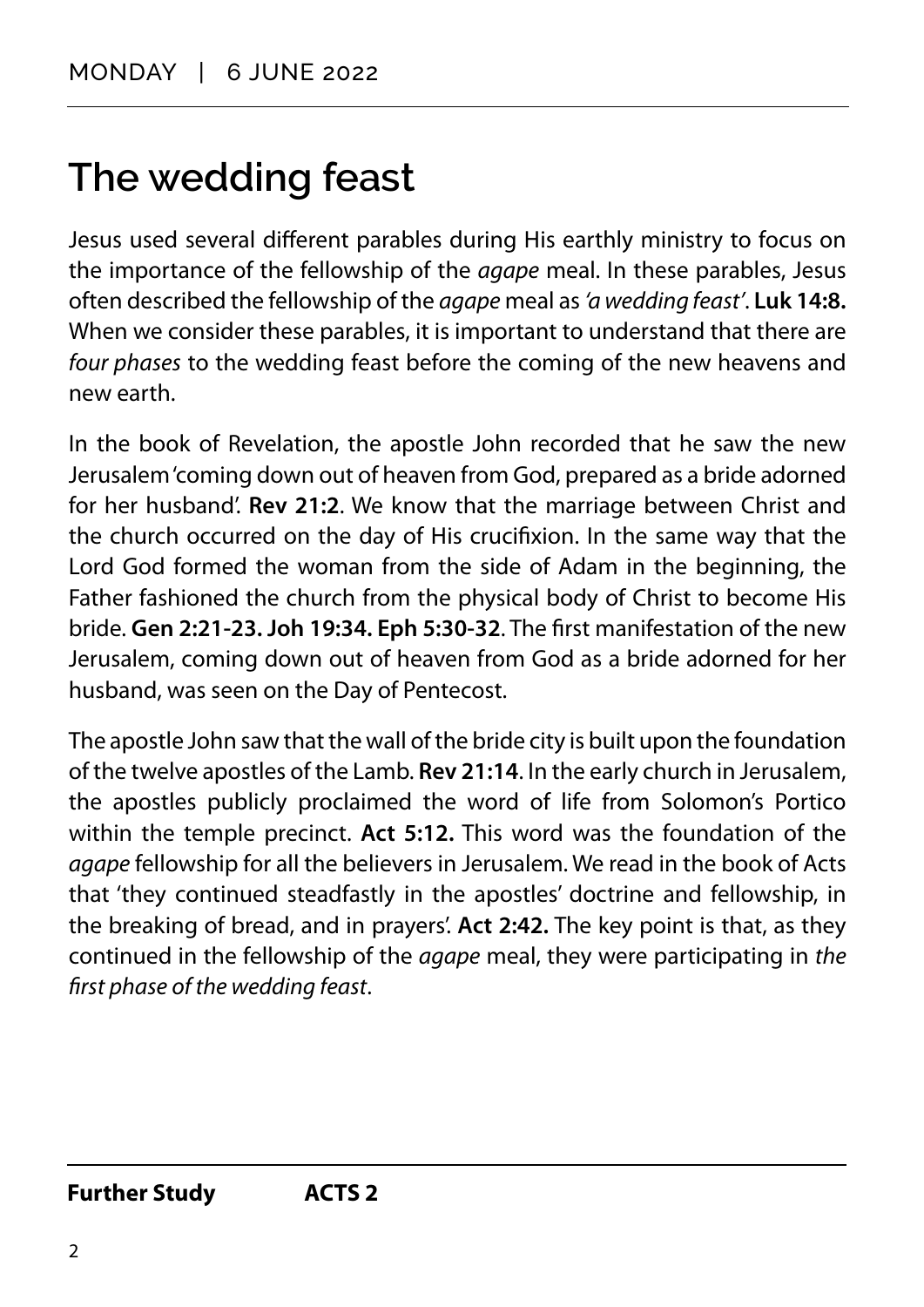MONDAY | 6 JUNE 2022

# The wedding feast

Jesus used several different parables during His earthly ministry to focus on the importance of the fellowship of the *agape* meal. In these parables, Jesus often described the fellowship of the *agape* meal as *'a wedding feast'*. **Luk 14:8.** When we consider these parables, it is important to understand that there are *four phases* to the wedding feast before the coming of the new heavens and new earth.

In the book of Revelation, the apostle John recorded that he saw the new Jerusalem 'coming down out of heaven from God, prepared as a bride adorned for her husband'. **Rev 21:2**. We know that the marriage between Christ and the church occurred on the day of His crucifixion. In the same way that the Lord God formed the woman from the side of Adam in the beginning, the Father fashioned the church from the physical body of Christ to become His bride. **Gen 2:21-23. Joh 19:34. Eph 5:30-32**. The first manifestation of the new Jerusalem, coming down out of heaven from God as a bride adorned for her husband, was seen on the Day of Pentecost.

The apostle John saw that the wall of the bride city is built upon the foundation of the twelve apostles of the Lamb. **Rev 21:14**. In the early church in Jerusalem, the apostles publicly proclaimed the word of life from Solomon's Portico within the temple precinct. **Act 5:12.** This word was the foundation of the *agape* fellowship for all the believers in Jerusalem. We read in the book of Acts that 'they continued steadfastly in the apostles' doctrine and fellowship, in the breaking of bread, and in prayers'. **Act 2:42.** The key point is that, as they continued in the fellowship of the *agape* meal, they were participating in *the first phase of the wedding feast*.

**Further Study** **ACTS 2**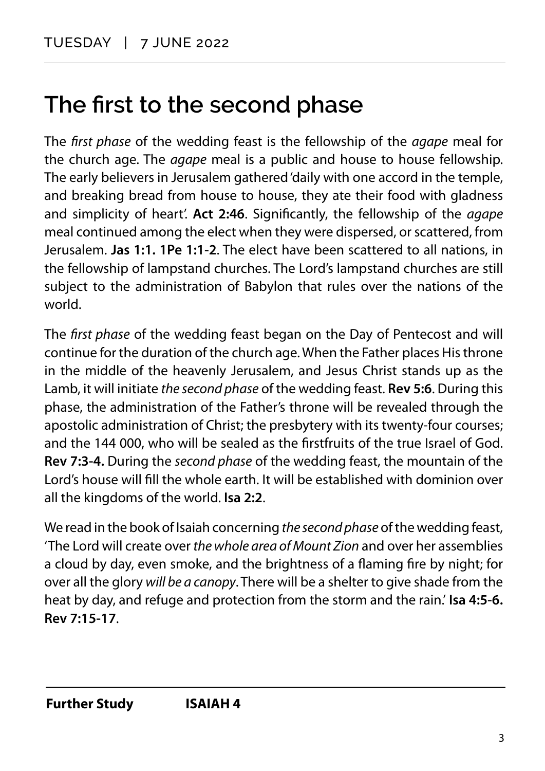TUESDAY | 7 JUNE 2022

# The first to the second phase

The *first phase* of the wedding feast is the fellowship of the *agape* meal for the church age. The *agape* meal is a public and house to house fellowship. The early believers in Jerusalem gathered 'daily with one accord in the temple, and breaking bread from house to house, they ate their food with gladness and simplicity of heart'. **Act 2:46**. Significantly, the fellowship of the *agape* meal continued among the elect when they were dispersed, or scattered, from Jerusalem. **Jas 1:1. 1Pe 1:1-2**. The elect have been scattered to all nations, in the fellowship of lampstand churches. The Lord's lampstand churches are still subject to the administration of Babylon that rules over the nations of the world.

The *first phase* of the wedding feast began on the Day of Pentecost and will continue for the duration of the church age. When the Father places His throne in the middle of the heavenly Jerusalem, and Jesus Christ stands up as the Lamb, it will initiate *the second phase* of the wedding feast. **Rev 5:6**. During this phase, the administration of the Father's throne will be revealed through the apostolic administration of Christ; the presbytery with its twenty-four courses; and the 144 000, who will be sealed as the firstfruits of the true Israel of God. **Rev 7:3-4.** During the *second phase* of the wedding feast, the mountain of the Lord's house will fill the whole earth. It will be established with dominion over all the kingdoms of the world. **Isa 2:2**.

We read in the book of Isaiah concerning *the second phase* of the wedding feast, 'The Lord will create over *the whole area of Mount Zion* and over her assemblies a cloud by day, even smoke, and the brightness of a flaming fire by night; for over all the glory *will be a canopy*. There will be a shelter to give shade from the heat by day, and refuge and protection from the storm and the rain.' **Isa 4:5-6. Rev 7:15-17**.

**Further Study** **ISAIAH 4**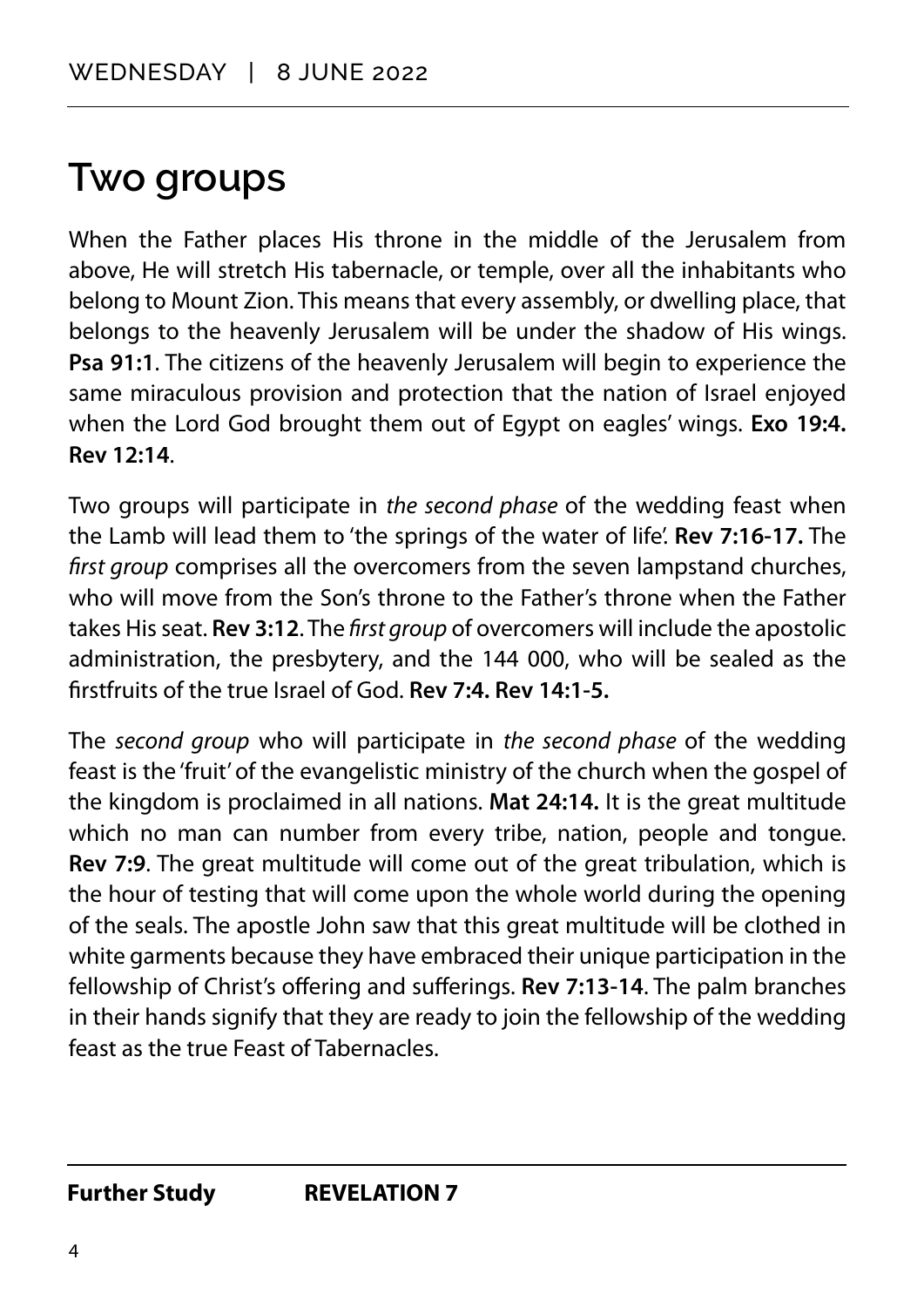WEDNESDAY | 8 JUNE 2022

# Two groups

When the Father places His throne in the middle of the Jerusalem from above, He will stretch His tabernacle, or temple, over all the inhabitants who belong to Mount Zion. This means that every assembly, or dwelling place, that belongs to the heavenly Jerusalem will be under the shadow of His wings. **Psa 91:1**. The citizens of the heavenly Jerusalem will begin to experience the same miraculous provision and protection that the nation of Israel enjoyed when the Lord God brought them out of Egypt on eagles' wings. **Exo 19:4. Rev 12:14**.

Two groups will participate in *the second phase* of the wedding feast when the Lamb will lead them to 'the springs of the water of life'. **Rev 7:16-17.** The *first group* comprises all the overcomers from the seven lampstand churches, who will move from the Son's throne to the Father's throne when the Father takes His seat. **Rev 3:12**. The *first group* of overcomers will include the apostolic administration, the presbytery, and the 144 000, who will be sealed as the firstfruits of the true Israel of God. **Rev 7:4. Rev 14:1-5.**

The *second group* who will participate in *the second phase* of the wedding feast is the 'fruit' of the evangelistic ministry of the church when the gospel of the kingdom is proclaimed in all nations. **Mat 24:14.** It is the great multitude which no man can number from every tribe, nation, people and tongue. **Rev 7:9**. The great multitude will come out of the great tribulation, which is the hour of testing that will come upon the whole world during the opening of the seals. The apostle John saw that this great multitude will be clothed in white garments because they have embraced their unique participation in the fellowship of Christ's offering and sufferings. **Rev 7:13-14**. The palm branches in their hands signify that they are ready to join the fellowship of the wedding feast as the true Feast of Tabernacles.

**Further Study** **REVELATION 7**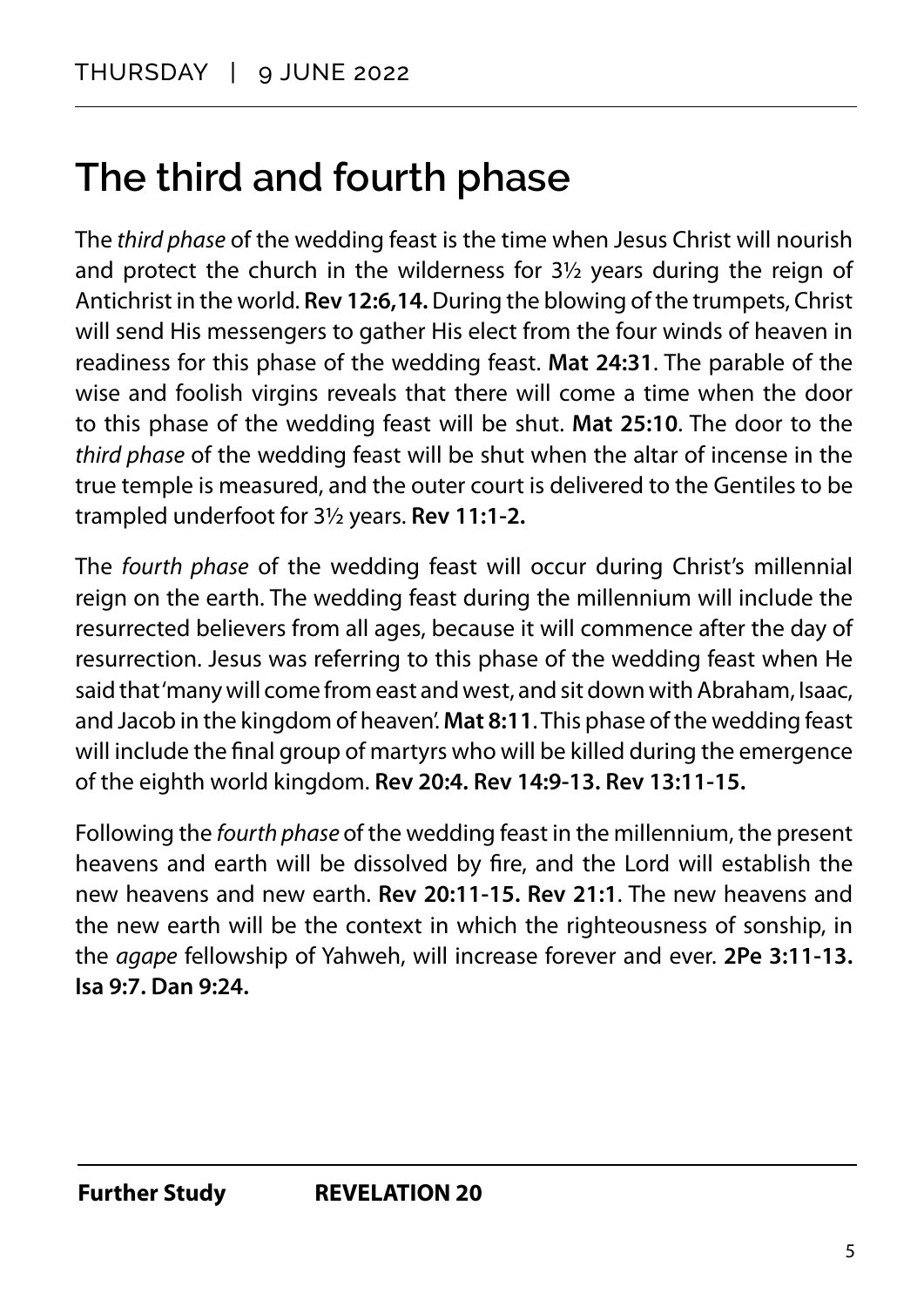THURSDAY | 9 JUNE 2022

# The third and fourth phase

The *third phase* of the wedding feast is the time when Jesus Christ will nourish and protect the church in the wilderness for 3½ years during the reign of Antichrist in the world. **Rev 12:6,14.** During the blowing of the trumpets, Christ will send His messengers to gather His elect from the four winds of heaven in readiness for this phase of the wedding feast. **Mat 24:31**. The parable of the wise and foolish virgins reveals that there will come a time when the door to this phase of the wedding feast will be shut. **Mat 25:10**. The door to the *third phase* of the wedding feast will be shut when the altar of incense in the true temple is measured, and the outer court is delivered to the Gentiles to be trampled underfoot for 3½ years. **Rev 11:1-2.**

The *fourth phase* of the wedding feast will occur during Christ's millennial reign on the earth. The wedding feast during the millennium will include the resurrected believers from all ages, because it will commence after the day of resurrection. Jesus was referring to this phase of the wedding feast when He said that 'many will come from east and west, and sit down with Abraham, Isaac, and Jacob in the kingdom of heaven'. **Mat 8:11**. This phase of the wedding feast will include the final group of martyrs who will be killed during the emergence of the eighth world kingdom. **Rev 20:4. Rev 14:9-13. Rev 13:11-15.**

Following the *fourth phase* of the wedding feast in the millennium, the present heavens and earth will be dissolved by fire, and the Lord will establish the new heavens and new earth. **Rev 20:11-15. Rev 21:1**. The new heavens and the new earth will be the context in which the righteousness of sonship, in the *agape* fellowship of Yahweh, will increase forever and ever. **2Pe 3:11-13. Isa 9:7. Dan 9:24.**

**Further Study** **REVELATION 20**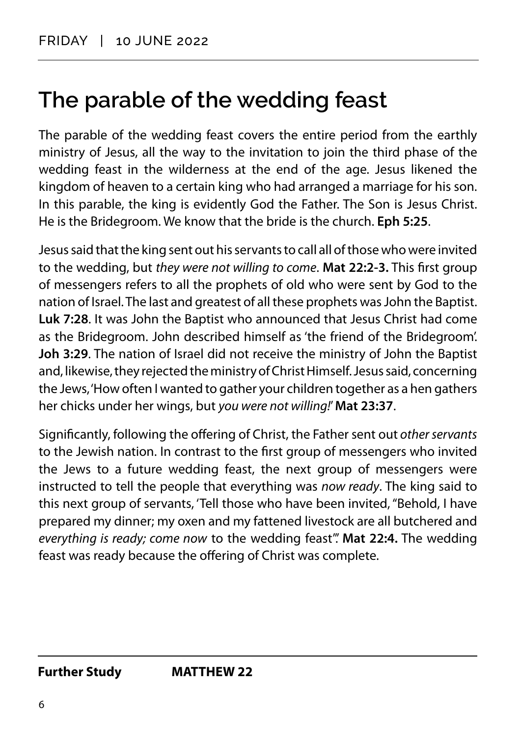FRIDAY | 10 JUNE 2022

# The parable of the wedding feast

The parable of the wedding feast covers the entire period from the earthly ministry of Jesus, all the way to the invitation to join the third phase of the wedding feast in the wilderness at the end of the age. Jesus likened the kingdom of heaven to a certain king who had arranged a marriage for his son. In this parable, the king is evidently God the Father. The Son is Jesus Christ. He is the Bridegroom. We know that the bride is the church. **Eph 5:25**.

Jesus said that the king sent out his servants to call all of those who were invited to the wedding, but *they were not willing to come*. **Mat 22:2-3.** This first group of messengers refers to all the prophets of old who were sent by God to the nation of Israel. The last and greatest of all these prophets was John the Baptist. **Luk 7:28**. It was John the Baptist who announced that Jesus Christ had come as the Bridegroom. John described himself as 'the friend of the Bridegroom'. **Joh 3:29**. The nation of Israel did not receive the ministry of John the Baptist and, likewise, they rejected the ministry of Christ Himself. Jesus said, concerning the Jews, 'How often I wanted to gather your children together as a hen gathers her chicks under her wings, but *you were not willing!*' **Mat 23:37**.

Significantly, following the offering of Christ, the Father sent out *other servants* to the Jewish nation. In contrast to the first group of messengers who invited the Jews to a future wedding feast, the next group of messengers were instructed to tell the people that everything was *now ready*. The king said to this next group of servants, 'Tell those who have been invited, "Behold, I have prepared my dinner; my oxen and my fattened livestock are all butchered and *everything is ready; come now* to the wedding feast"'. **Mat 22:4.** The wedding feast was ready because the offering of Christ was complete.

**Further Study** **MATTHEW 22**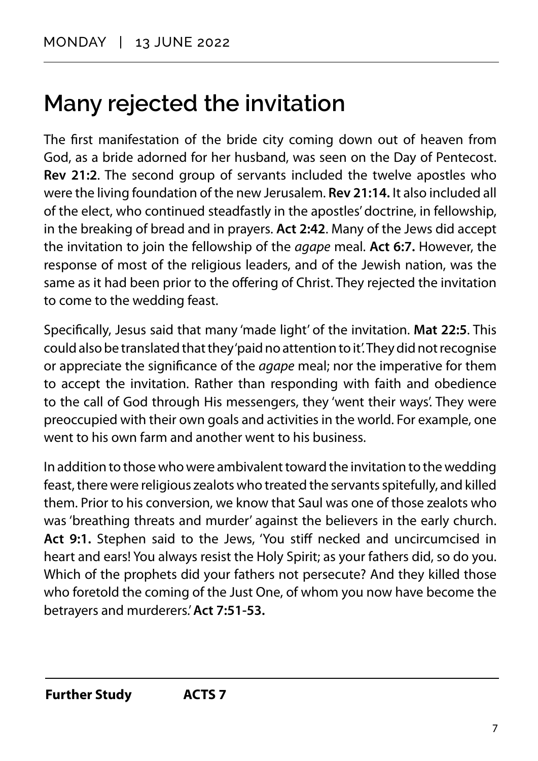MONDAY | 13 JUNE 2022

# Many rejected the invitation

The first manifestation of the bride city coming down out of heaven from God, as a bride adorned for her husband, was seen on the Day of Pentecost. **Rev 21:2**. The second group of servants included the twelve apostles who were the living foundation of the new Jerusalem. **Rev 21:14.** It also included all of the elect, who continued steadfastly in the apostles' doctrine, in fellowship, in the breaking of bread and in prayers. **Act 2:42**. Many of the Jews did accept the invitation to join the fellowship of the *agape* meal. **Act 6:7.** However, the response of most of the religious leaders, and of the Jewish nation, was the same as it had been prior to the offering of Christ. They rejected the invitation to come to the wedding feast.

Specifically, Jesus said that many 'made light' of the invitation. **Mat 22:5**. This could also be translated that they 'paid no attention to it'. They did not recognise or appreciate the significance of the *agape* meal; nor the imperative for them to accept the invitation. Rather than responding with faith and obedience to the call of God through His messengers, they 'went their ways'. They were preoccupied with their own goals and activities in the world. For example, one went to his own farm and another went to his business.

In addition to those who were ambivalent toward the invitation to the wedding feast, there were religious zealots who treated the servants spitefully, and killed them. Prior to his conversion, we know that Saul was one of those zealots who was 'breathing threats and murder' against the believers in the early church. **Act 9:1.** Stephen said to the Jews, 'You stiff necked and uncircumcised in heart and ears! You always resist the Holy Spirit; as your fathers did, so do you. Which of the prophets did your fathers not persecute? And they killed those who foretold the coming of the Just One, of whom you now have become the betrayers and murderers.' **Act 7:51-53.**

**Further Study** **ACTS 7**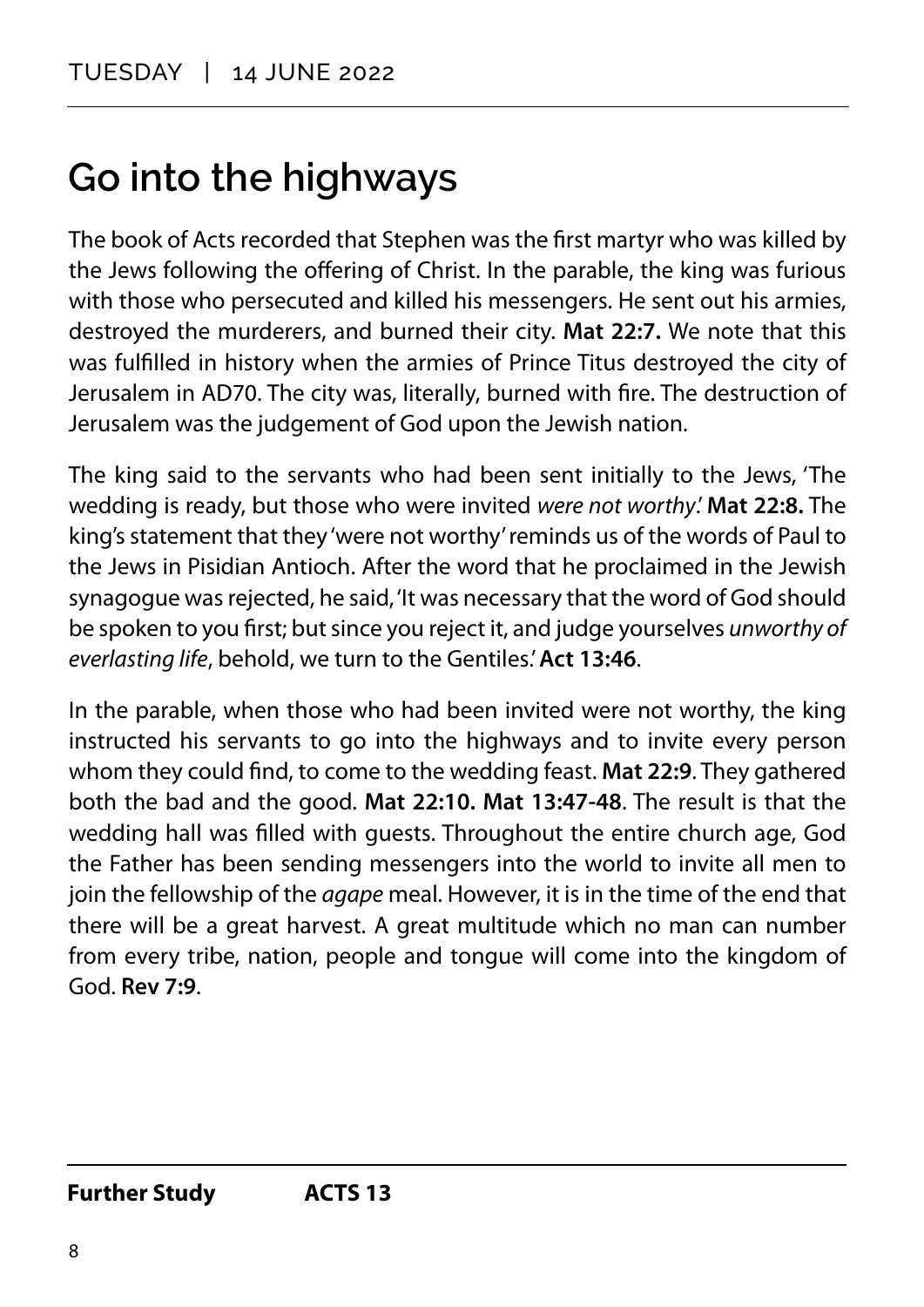TUESDAY | 14 JUNE 2022

# Go into the highways

The book of Acts recorded that Stephen was the first martyr who was killed by the Jews following the offering of Christ. In the parable, the king was furious with those who persecuted and killed his messengers. He sent out his armies, destroyed the murderers, and burned their city. **Mat 22:7.** We note that this was fulfilled in history when the armies of Prince Titus destroyed the city of Jerusalem in AD70. The city was, literally, burned with fire. The destruction of Jerusalem was the judgement of God upon the Jewish nation.

The king said to the servants who had been sent initially to the Jews, 'The wedding is ready, but those who were invited *were not worthy*.' **Mat 22:8.** The king's statement that they 'were not worthy' reminds us of the words of Paul to the Jews in Pisidian Antioch. After the word that he proclaimed in the Jewish synagogue was rejected, he said, 'It was necessary that the word of God should be spoken to you first; but since you reject it, and judge yourselves *unworthy of everlasting life*, behold, we turn to the Gentiles.' **Act 13:46**.

In the parable, when those who had been invited were not worthy, the king instructed his servants to go into the highways and to invite every person whom they could find, to come to the wedding feast. **Mat 22:9**. They gathered both the bad and the good. **Mat 22:10. Mat 13:47-48**. The result is that the wedding hall was filled with guests. Throughout the entire church age, God the Father has been sending messengers into the world to invite all men to join the fellowship of the *agape* meal. However, it is in the time of the end that there will be a great harvest. A great multitude which no man can number from every tribe, nation, people and tongue will come into the kingdom of God. **Rev 7:9**.

**Further Study** **ACTS 13**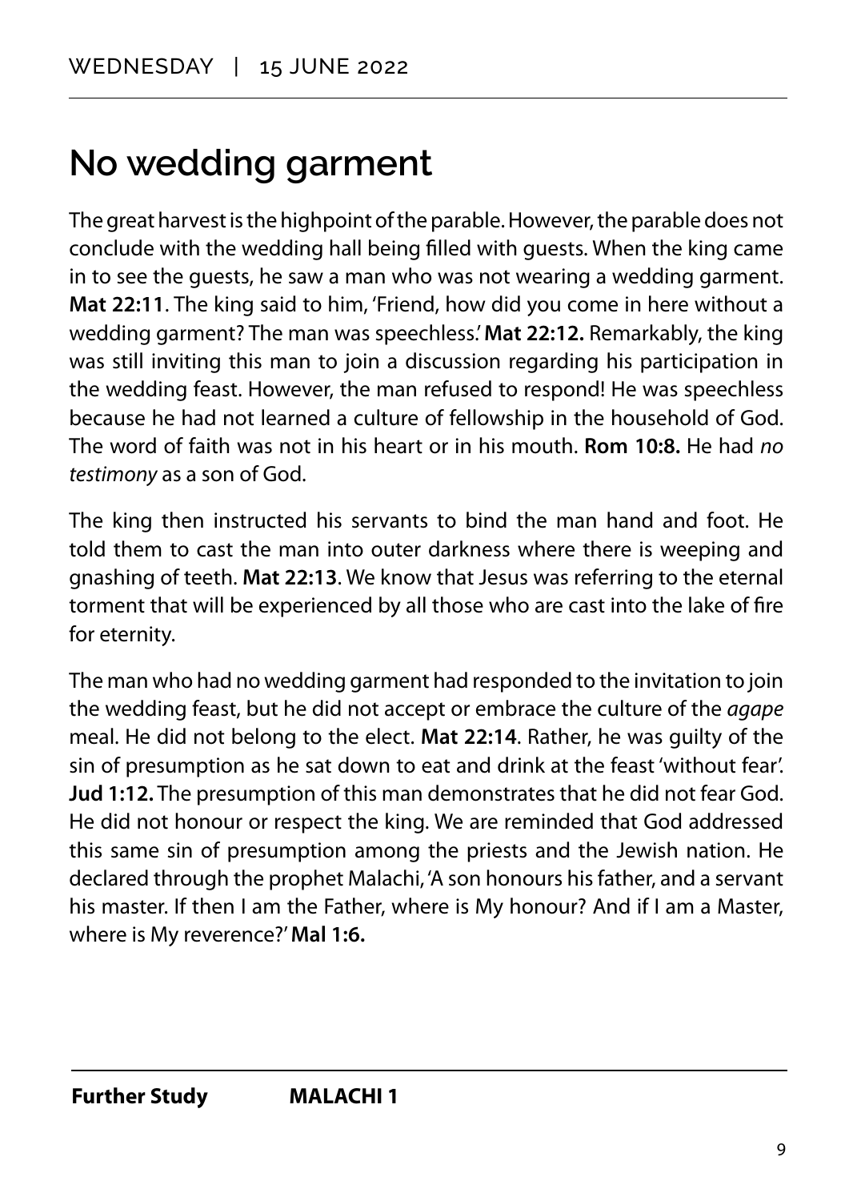WEDNESDAY | 15 JUNE 2022

# No wedding garment

The great harvest is the highpoint of the parable. However, the parable does not conclude with the wedding hall being filled with guests. When the king came in to see the guests, he saw a man who was not wearing a wedding garment. **Mat 22:11**. The king said to him, 'Friend, how did you come in here without a wedding garment? The man was speechless.' **Mat 22:12.** Remarkably, the king was still inviting this man to join a discussion regarding his participation in the wedding feast. However, the man refused to respond! He was speechless because he had not learned a culture of fellowship in the household of God. The word of faith was not in his heart or in his mouth. **Rom 10:8.** He had *no testimony* as a son of God.

The king then instructed his servants to bind the man hand and foot. He told them to cast the man into outer darkness where there is weeping and gnashing of teeth. **Mat 22:13**. We know that Jesus was referring to the eternal torment that will be experienced by all those who are cast into the lake of fire for eternity.

The man who had no wedding garment had responded to the invitation to join the wedding feast, but he did not accept or embrace the culture of the *agape* meal. He did not belong to the elect. **Mat 22:14**. Rather, he was guilty of the sin of presumption as he sat down to eat and drink at the feast 'without fear'. **Jud 1:12.** The presumption of this man demonstrates that he did not fear God. He did not honour or respect the king. We are reminded that God addressed this same sin of presumption among the priests and the Jewish nation. He declared through the prophet Malachi, 'A son honours his father, and a servant his master. If then I am the Father, where is My honour? And if I am a Master, where is My reverence?' **Mal 1:6.**

**Further Study** **MALACHI 1**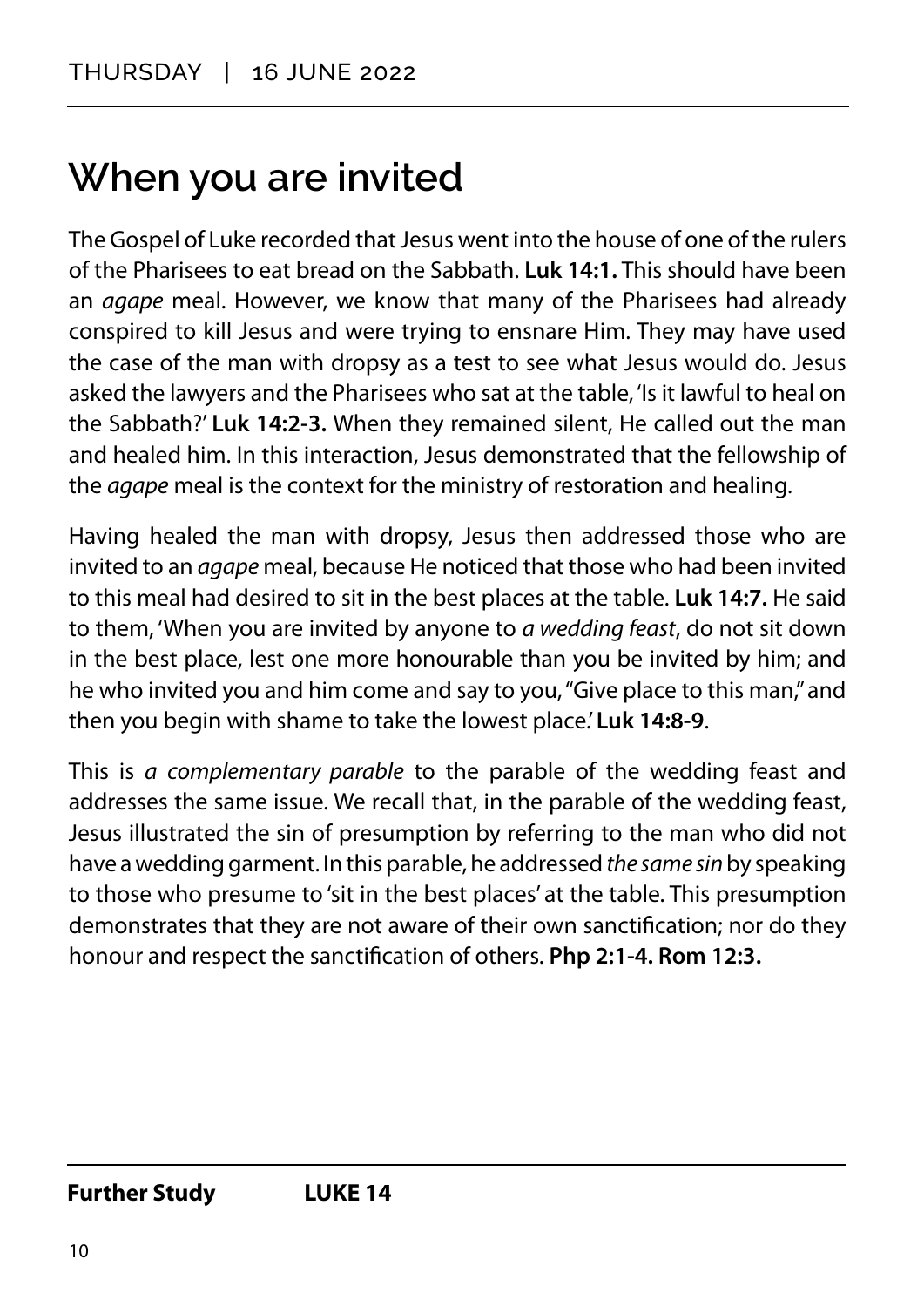THURSDAY | 16 JUNE 2022

# When you are invited

The Gospel of Luke recorded that Jesus went into the house of one of the rulers of the Pharisees to eat bread on the Sabbath. **Luk 14:1.** This should have been an *agape* meal. However, we know that many of the Pharisees had already conspired to kill Jesus and were trying to ensnare Him. They may have used the case of the man with dropsy as a test to see what Jesus would do. Jesus asked the lawyers and the Pharisees who sat at the table, 'Is it lawful to heal on the Sabbath?' **Luk 14:2-3.** When they remained silent, He called out the man and healed him. In this interaction, Jesus demonstrated that the fellowship of the *agape* meal is the context for the ministry of restoration and healing.

Having healed the man with dropsy, Jesus then addressed those who are invited to an *agape* meal, because He noticed that those who had been invited to this meal had desired to sit in the best places at the table. **Luk 14:7.** He said to them, 'When you are invited by anyone to *a wedding feast*, do not sit down in the best place, lest one more honourable than you be invited by him; and he who invited you and him come and say to you, "Give place to this man," and then you begin with shame to take the lowest place.' **Luk 14:8-9**.

This is *a complementary parable* to the parable of the wedding feast and addresses the same issue. We recall that, in the parable of the wedding feast, Jesus illustrated the sin of presumption by referring to the man who did not have a wedding garment. In this parable, he addressed *the same sin* by speaking to those who presume to 'sit in the best places' at the table. This presumption demonstrates that they are not aware of their own sanctification; nor do they honour and respect the sanctification of others. **Php 2:1-4. Rom 12:3.**

**Further Study** **LUKE 14**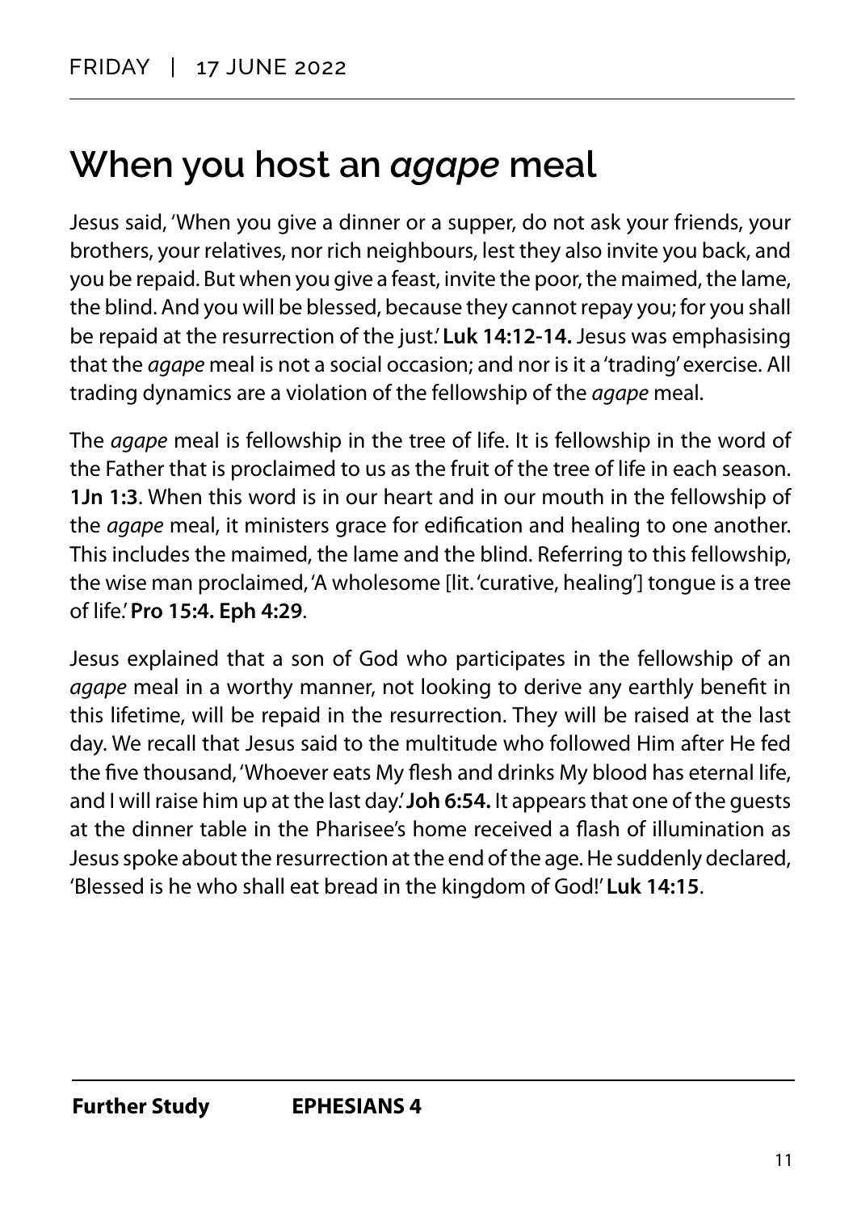FRIDAY | 17 JUNE 2022

# When you host an *agape* meal

Jesus said, 'When you give a dinner or a supper, do not ask your friends, your brothers, your relatives, nor rich neighbours, lest they also invite you back, and you be repaid. But when you give a feast, invite the poor, the maimed, the lame, the blind. And you will be blessed, because they cannot repay you; for you shall be repaid at the resurrection of the just.' **Luk 14:12-14.** Jesus was emphasising that the *agape* meal is not a social occasion; and nor is it a 'trading' exercise. All trading dynamics are a violation of the fellowship of the *agape* meal.

The *agape* meal is fellowship in the tree of life. It is fellowship in the word of the Father that is proclaimed to us as the fruit of the tree of life in each season. **1Jn 1:3**. When this word is in our heart and in our mouth in the fellowship of the *agape* meal, it ministers grace for edification and healing to one another. This includes the maimed, the lame and the blind. Referring to this fellowship, the wise man proclaimed, 'A wholesome [lit. 'curative, healing'] tongue is a tree of life.' **Pro 15:4. Eph 4:29**.

Jesus explained that a son of God who participates in the fellowship of an *agape* meal in a worthy manner, not looking to derive any earthly benefit in this lifetime, will be repaid in the resurrection. They will be raised at the last day. We recall that Jesus said to the multitude who followed Him after He fed the five thousand, 'Whoever eats My flesh and drinks My blood has eternal life, and I will raise him up at the last day.' **Joh 6:54.** It appears that one of the guests at the dinner table in the Pharisee's home received a flash of illumination as Jesus spoke about the resurrection at the end of the age. He suddenly declared, 'Blessed is he who shall eat bread in the kingdom of God!' **Luk 14:15**.

**Further Study** **EPHESIANS 4**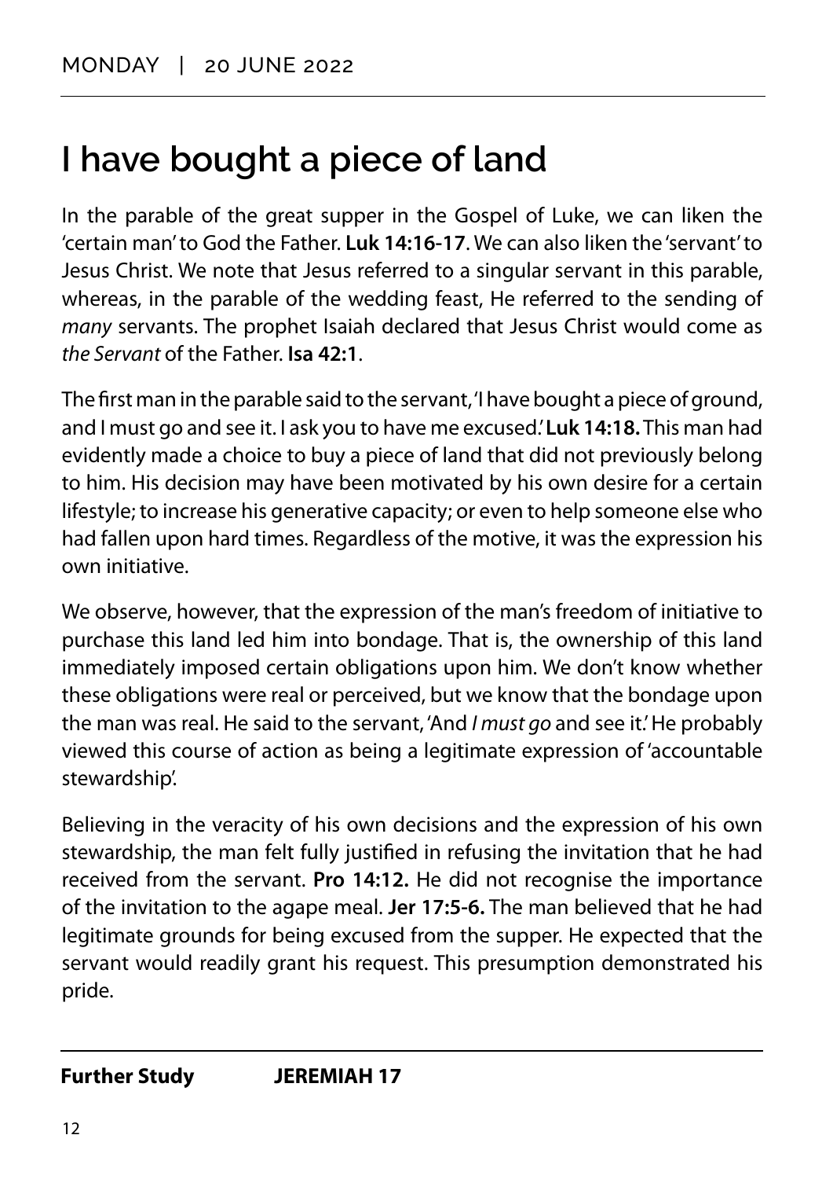MONDAY | 20 JUNE 2022

# I have bought a piece of land

In the parable of the great supper in the Gospel of Luke, we can liken the 'certain man' to God the Father. **Luk 14:16-17**. We can also liken the 'servant' to Jesus Christ. We note that Jesus referred to a singular servant in this parable, whereas, in the parable of the wedding feast, He referred to the sending of *many* servants. The prophet Isaiah declared that Jesus Christ would come as *the Servant* of the Father. **Isa 42:1**.

The first man in the parable said to the servant, 'I have bought a piece of ground, and I must go and see it. I ask you to have me excused.' **Luk 14:18.** This man had evidently made a choice to buy a piece of land that did not previously belong to him. His decision may have been motivated by his own desire for a certain lifestyle; to increase his generative capacity; or even to help someone else who had fallen upon hard times. Regardless of the motive, it was the expression his own initiative.

We observe, however, that the expression of the man's freedom of initiative to purchase this land led him into bondage. That is, the ownership of this land immediately imposed certain obligations upon him. We don't know whether these obligations were real or perceived, but we know that the bondage upon the man was real. He said to the servant, 'And *I must go* and see it.' He probably viewed this course of action as being a legitimate expression of 'accountable stewardship'.

Believing in the veracity of his own decisions and the expression of his own stewardship, the man felt fully justified in refusing the invitation that he had received from the servant. **Pro 14:12.** He did not recognise the importance of the invitation to the agape meal. **Jer 17:5-6.** The man believed that he had legitimate grounds for being excused from the supper. He expected that the servant would readily grant his request. This presumption demonstrated his pride.

**Further Study** **JEREMIAH 17**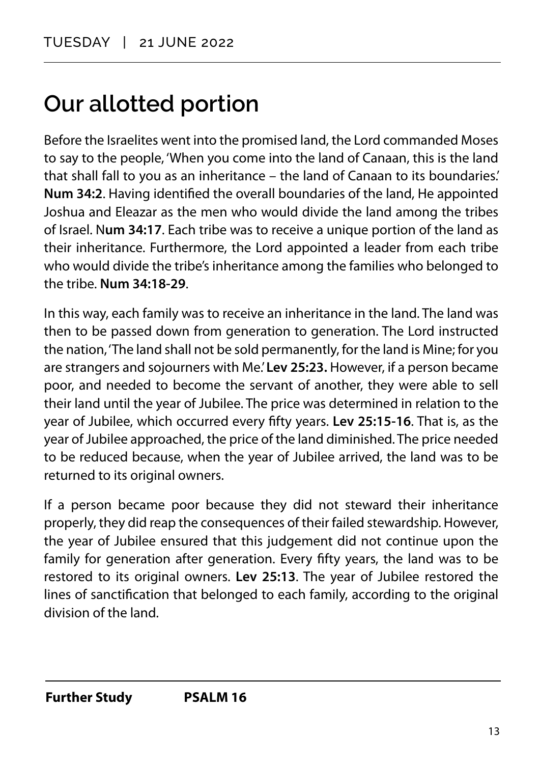TUESDAY | 21 JUNE 2022

# Our allotted portion

Before the Israelites went into the promised land, the Lord commanded Moses to say to the people, 'When you come into the land of Canaan, this is the land that shall fall to you as an inheritance – the land of Canaan to its boundaries.' **Num 34:2**. Having identified the overall boundaries of the land, He appointed Joshua and Eleazar as the men who would divide the land among the tribes of Israel. N**um 34:17**. Each tribe was to receive a unique portion of the land as their inheritance. Furthermore, the Lord appointed a leader from each tribe who would divide the tribe's inheritance among the families who belonged to the tribe. **Num 34:18-29**.

In this way, each family was to receive an inheritance in the land. The land was then to be passed down from generation to generation. The Lord instructed the nation, 'The land shall not be sold permanently, for the land is Mine; for you are strangers and sojourners with Me.' **Lev 25:23.** However, if a person became poor, and needed to become the servant of another, they were able to sell their land until the year of Jubilee. The price was determined in relation to the year of Jubilee, which occurred every fifty years. **Lev 25:15-16**. That is, as the year of Jubilee approached, the price of the land diminished. The price needed to be reduced because, when the year of Jubilee arrived, the land was to be returned to its original owners.

If a person became poor because they did not steward their inheritance properly, they did reap the consequences of their failed stewardship. However, the year of Jubilee ensured that this judgement did not continue upon the family for generation after generation. Every fifty years, the land was to be restored to its original owners. **Lev 25:13**. The year of Jubilee restored the lines of sanctification that belonged to each family, according to the original division of the land.

**Further Study** **PSALM 16**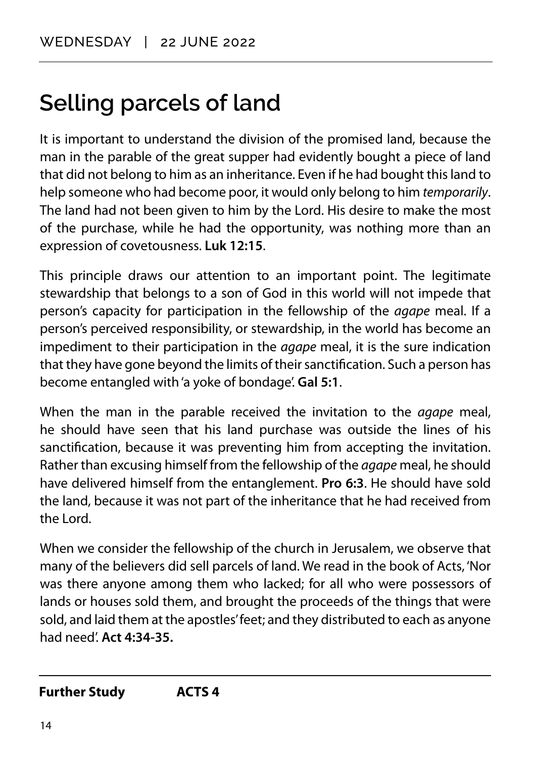WEDNESDAY | 22 JUNE 2022

# Selling parcels of land

It is important to understand the division of the promised land, because the man in the parable of the great supper had evidently bought a piece of land that did not belong to him as an inheritance. Even if he had bought this land to help someone who had become poor, it would only belong to him *temporarily*. The land had not been given to him by the Lord. His desire to make the most of the purchase, while he had the opportunity, was nothing more than an expression of covetousness. **Luk 12:15**.

This principle draws our attention to an important point. The legitimate stewardship that belongs to a son of God in this world will not impede that person's capacity for participation in the fellowship of the *agape* meal. If a person's perceived responsibility, or stewardship, in the world has become an impediment to their participation in the *agape* meal, it is the sure indication that they have gone beyond the limits of their sanctification. Such a person has become entangled with 'a yoke of bondage'. **Gal 5:1**.

When the man in the parable received the invitation to the *agape* meal, he should have seen that his land purchase was outside the lines of his sanctification, because it was preventing him from accepting the invitation. Rather than excusing himself from the fellowship of the *agape* meal, he should have delivered himself from the entanglement. **Pro 6:3**. He should have sold the land, because it was not part of the inheritance that he had received from the Lord.

When we consider the fellowship of the church in Jerusalem, we observe that many of the believers did sell parcels of land. We read in the book of Acts, 'Nor was there anyone among them who lacked; for all who were possessors of lands or houses sold them, and brought the proceeds of the things that were sold, and laid them at the apostles' feet; and they distributed to each as anyone had need'. **Act 4:34-35.**

**Further Study** **ACTS 4**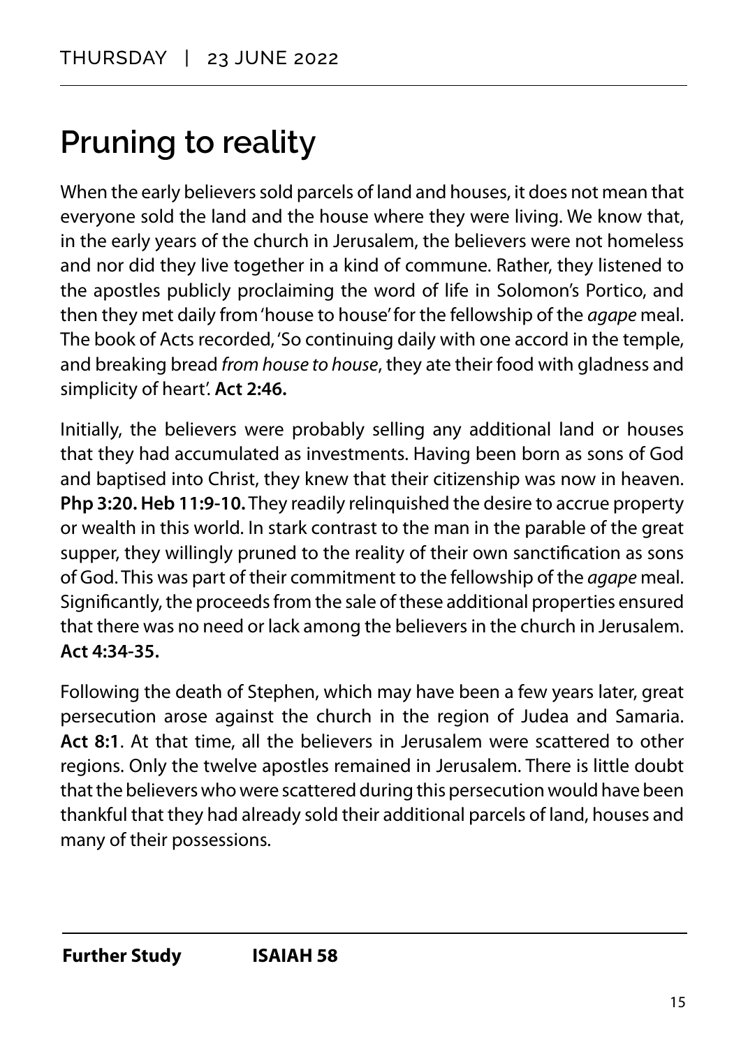THURSDAY | 23 JUNE 2022

# Pruning to reality

When the early believers sold parcels of land and houses, it does not mean that everyone sold the land and the house where they were living. We know that, in the early years of the church in Jerusalem, the believers were not homeless and nor did they live together in a kind of commune. Rather, they listened to the apostles publicly proclaiming the word of life in Solomon's Portico, and then they met daily from 'house to house' for the fellowship of the *agape* meal. The book of Acts recorded, 'So continuing daily with one accord in the temple, and breaking bread *from house to house*, they ate their food with gladness and simplicity of heart'. **Act 2:46.**

Initially, the believers were probably selling any additional land or houses that they had accumulated as investments. Having been born as sons of God and baptised into Christ, they knew that their citizenship was now in heaven. **Php 3:20. Heb 11:9-10.** They readily relinquished the desire to accrue property or wealth in this world. In stark contrast to the man in the parable of the great supper, they willingly pruned to the reality of their own sanctification as sons of God. This was part of their commitment to the fellowship of the *agape* meal. Significantly, the proceeds from the sale of these additional properties ensured that there was no need or lack among the believers in the church in Jerusalem. **Act 4:34-35.**

Following the death of Stephen, which may have been a few years later, great persecution arose against the church in the region of Judea and Samaria. **Act 8:1**. At that time, all the believers in Jerusalem were scattered to other regions. Only the twelve apostles remained in Jerusalem. There is little doubt that the believers who were scattered during this persecution would have been thankful that they had already sold their additional parcels of land, houses and many of their possessions.

**Further Study** **ISAIAH 58**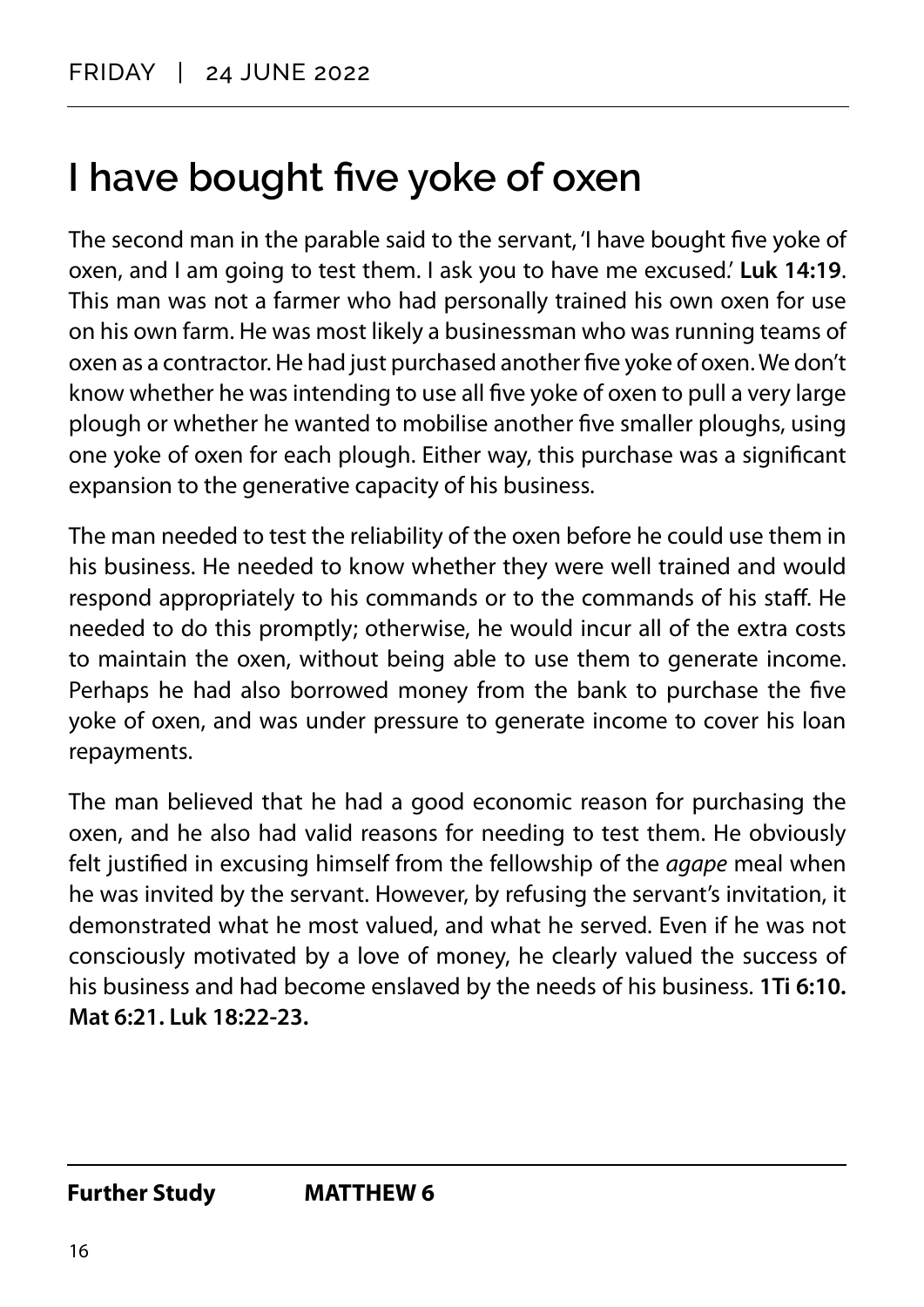FRIDAY | 24 JUNE 2022

# I have bought five yoke of oxen

The second man in the parable said to the servant, 'I have bought five yoke of oxen, and I am going to test them. I ask you to have me excused.' **Luk 14:19**. This man was not a farmer who had personally trained his own oxen for use on his own farm. He was most likely a businessman who was running teams of oxen as a contractor. He had just purchased another five yoke of oxen. We don't know whether he was intending to use all five yoke of oxen to pull a very large plough or whether he wanted to mobilise another five smaller ploughs, using one yoke of oxen for each plough. Either way, this purchase was a significant expansion to the generative capacity of his business.

The man needed to test the reliability of the oxen before he could use them in his business. He needed to know whether they were well trained and would respond appropriately to his commands or to the commands of his staff. He needed to do this promptly; otherwise, he would incur all of the extra costs to maintain the oxen, without being able to use them to generate income. Perhaps he had also borrowed money from the bank to purchase the five yoke of oxen, and was under pressure to generate income to cover his loan repayments.

The man believed that he had a good economic reason for purchasing the oxen, and he also had valid reasons for needing to test them. He obviously felt justified in excusing himself from the fellowship of the *agape* meal when he was invited by the servant. However, by refusing the servant's invitation, it demonstrated what he most valued, and what he served. Even if he was not consciously motivated by a love of money, he clearly valued the success of his business and had become enslaved by the needs of his business. **1Ti 6:10. Mat 6:21. Luk 18:22-23.**

**Further Study** **MATTHEW 6**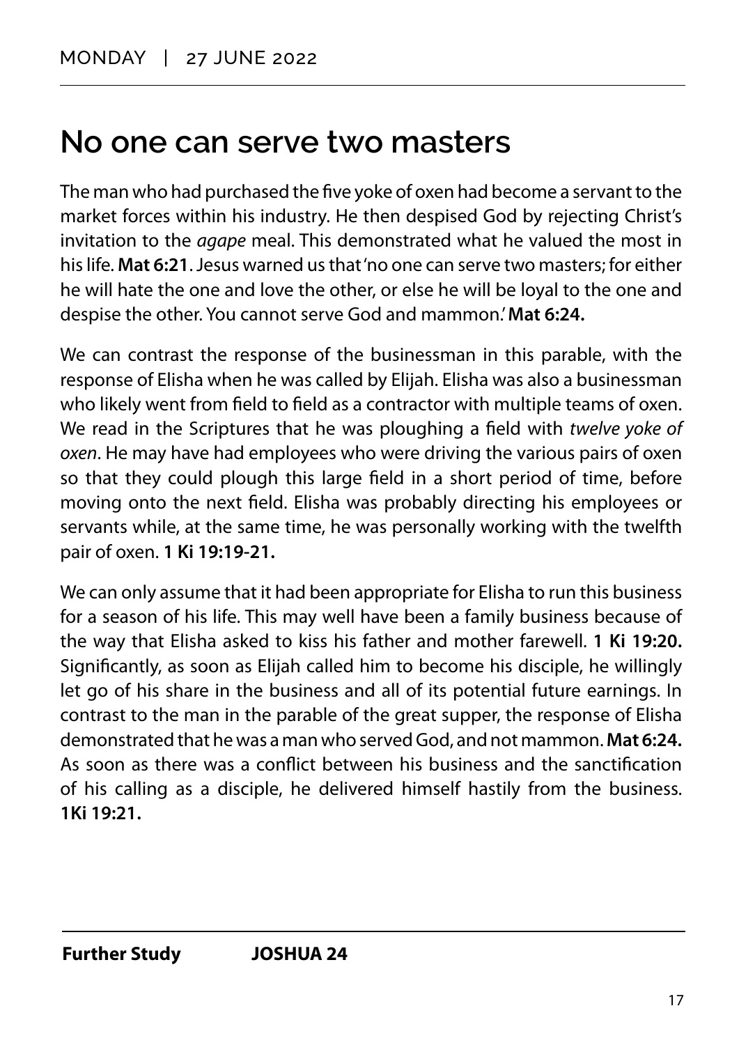MONDAY | 27 JUNE 2022

# No one can serve two masters

The man who had purchased the five yoke of oxen had become a servant to the market forces within his industry. He then despised God by rejecting Christ's invitation to the *agape* meal. This demonstrated what he valued the most in his life. **Mat 6:21**. Jesus warned us that 'no one can serve two masters; for either he will hate the one and love the other, or else he will be loyal to the one and despise the other. You cannot serve God and mammon.' **Mat 6:24.**

We can contrast the response of the businessman in this parable, with the response of Elisha when he was called by Elijah. Elisha was also a businessman who likely went from field to field as a contractor with multiple teams of oxen. We read in the Scriptures that he was ploughing a field with *twelve yoke of oxen*. He may have had employees who were driving the various pairs of oxen so that they could plough this large field in a short period of time, before moving onto the next field. Elisha was probably directing his employees or servants while, at the same time, he was personally working with the twelfth pair of oxen. **1 Ki 19:19-21.**

We can only assume that it had been appropriate for Elisha to run this business for a season of his life. This may well have been a family business because of the way that Elisha asked to kiss his father and mother farewell. **1 Ki 19:20.** Significantly, as soon as Elijah called him to become his disciple, he willingly let go of his share in the business and all of its potential future earnings. In contrast to the man in the parable of the great supper, the response of Elisha demonstrated that he was a man who served God, and not mammon. **Mat 6:24.** As soon as there was a conflict between his business and the sanctification of his calling as a disciple, he delivered himself hastily from the business. **1Ki 19:21.**

**Further Study** **JOSHUA 24**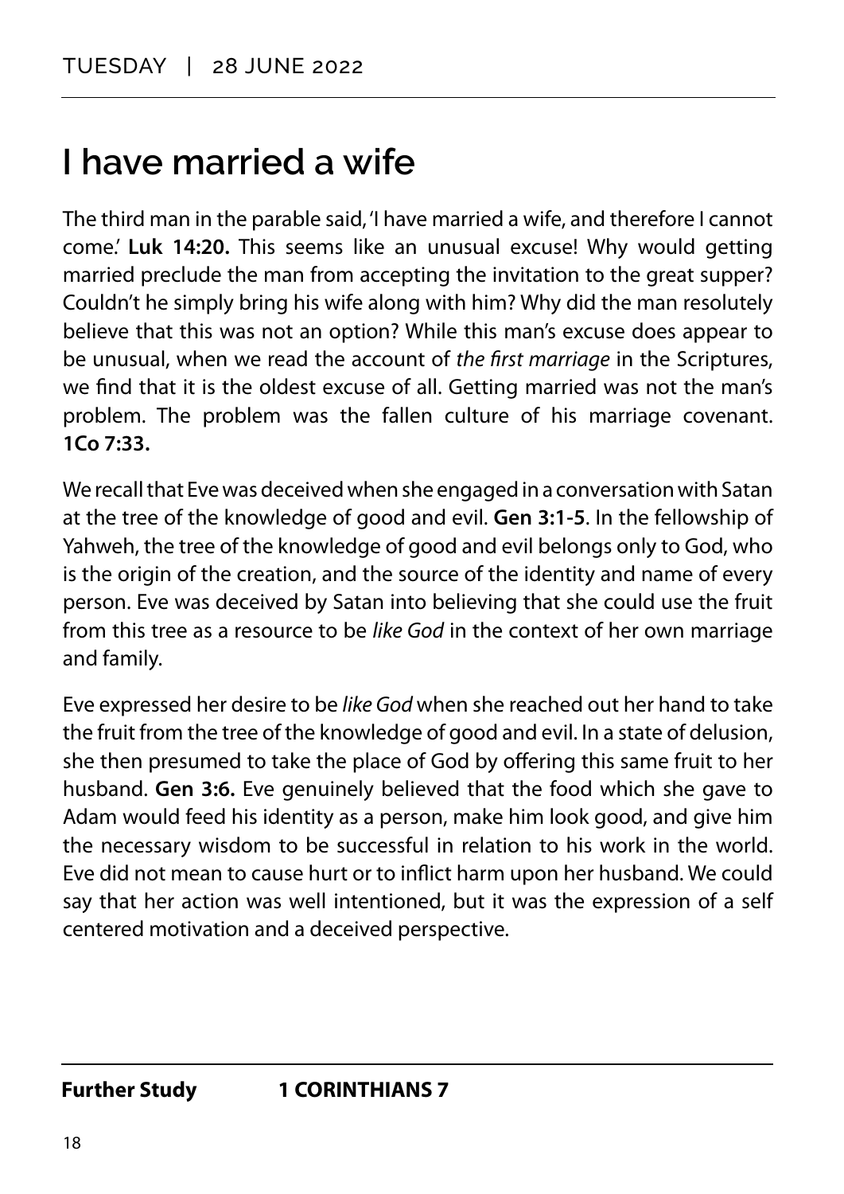TUESDAY | 28 JUNE 2022

# I have married a wife

The third man in the parable said, 'I have married a wife, and therefore I cannot come.' **Luk 14:20.** This seems like an unusual excuse! Why would getting married preclude the man from accepting the invitation to the great supper? Couldn't he simply bring his wife along with him? Why did the man resolutely believe that this was not an option? While this man's excuse does appear to be unusual, when we read the account of *the first marriage* in the Scriptures, we find that it is the oldest excuse of all. Getting married was not the man's problem. The problem was the fallen culture of his marriage covenant. **1Co 7:33.**

We recall that Eve was deceived when she engaged in a conversation with Satan at the tree of the knowledge of good and evil. **Gen 3:1-5**. In the fellowship of Yahweh, the tree of the knowledge of good and evil belongs only to God, who is the origin of the creation, and the source of the identity and name of every person. Eve was deceived by Satan into believing that she could use the fruit from this tree as a resource to be *like God* in the context of her own marriage and family.

Eve expressed her desire to be *like God* when she reached out her hand to take the fruit from the tree of the knowledge of good and evil. In a state of delusion, she then presumed to take the place of God by offering this same fruit to her husband. **Gen 3:6.** Eve genuinely believed that the food which she gave to Adam would feed his identity as a person, make him look good, and give him the necessary wisdom to be successful in relation to his work in the world. Eve did not mean to cause hurt or to inflict harm upon her husband. We could say that her action was well intentioned, but it was the expression of a self centered motivation and a deceived perspective.

**Further Study** **1 CORINTHIANS 7**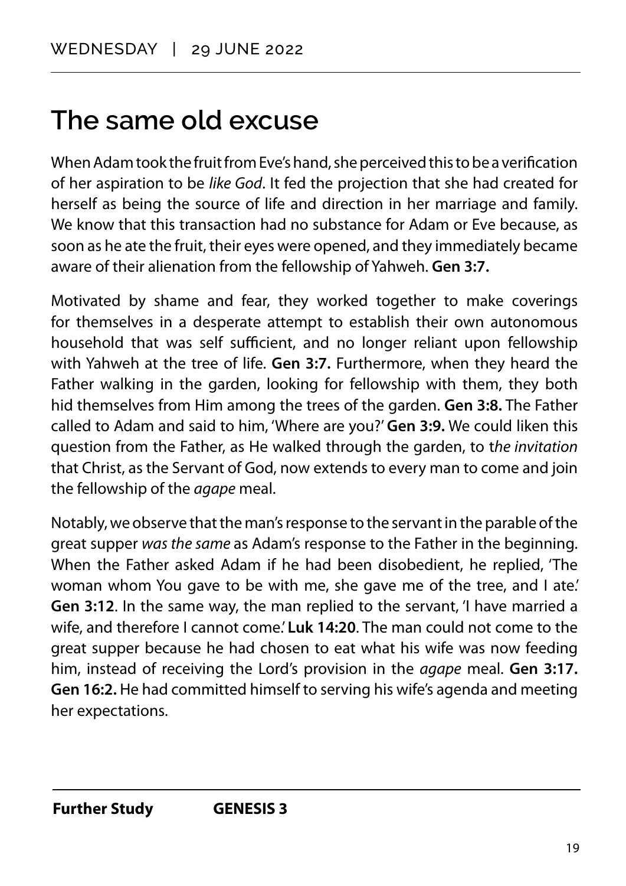WEDNESDAY | 29 JUNE 2022

# The same old excuse

When Adam took the fruit from Eve's hand, she perceived this to be a verification of her aspiration to be *like God*. It fed the projection that she had created for herself as being the source of life and direction in her marriage and family. We know that this transaction had no substance for Adam or Eve because, as soon as he ate the fruit, their eyes were opened, and they immediately became aware of their alienation from the fellowship of Yahweh. **Gen 3:7.**

Motivated by shame and fear, they worked together to make coverings for themselves in a desperate attempt to establish their own autonomous household that was self sufficient, and no longer reliant upon fellowship with Yahweh at the tree of life. **Gen 3:7.** Furthermore, when they heard the Father walking in the garden, looking for fellowship with them, they both hid themselves from Him among the trees of the garden. **Gen 3:8.** The Father called to Adam and said to him, 'Where are you?' **Gen 3:9.** We could liken this question from the Father, as He walked through the garden, to t*he invitation* that Christ, as the Servant of God, now extends to every man to come and join the fellowship of the *agape* meal.

Notably, we observe that the man's response to the servant in the parable of the great supper *was the same* as Adam's response to the Father in the beginning. When the Father asked Adam if he had been disobedient, he replied, 'The woman whom You gave to be with me, she gave me of the tree, and I ate.' **Gen 3:12**. In the same way, the man replied to the servant, 'I have married a wife, and therefore I cannot come.' **Luk 14:20**. The man could not come to the great supper because he had chosen to eat what his wife was now feeding him, instead of receiving the Lord's provision in the *agape* meal. **Gen 3:17. Gen 16:2.** He had committed himself to serving his wife's agenda and meeting her expectations.

**Further Study** **GENESIS 3**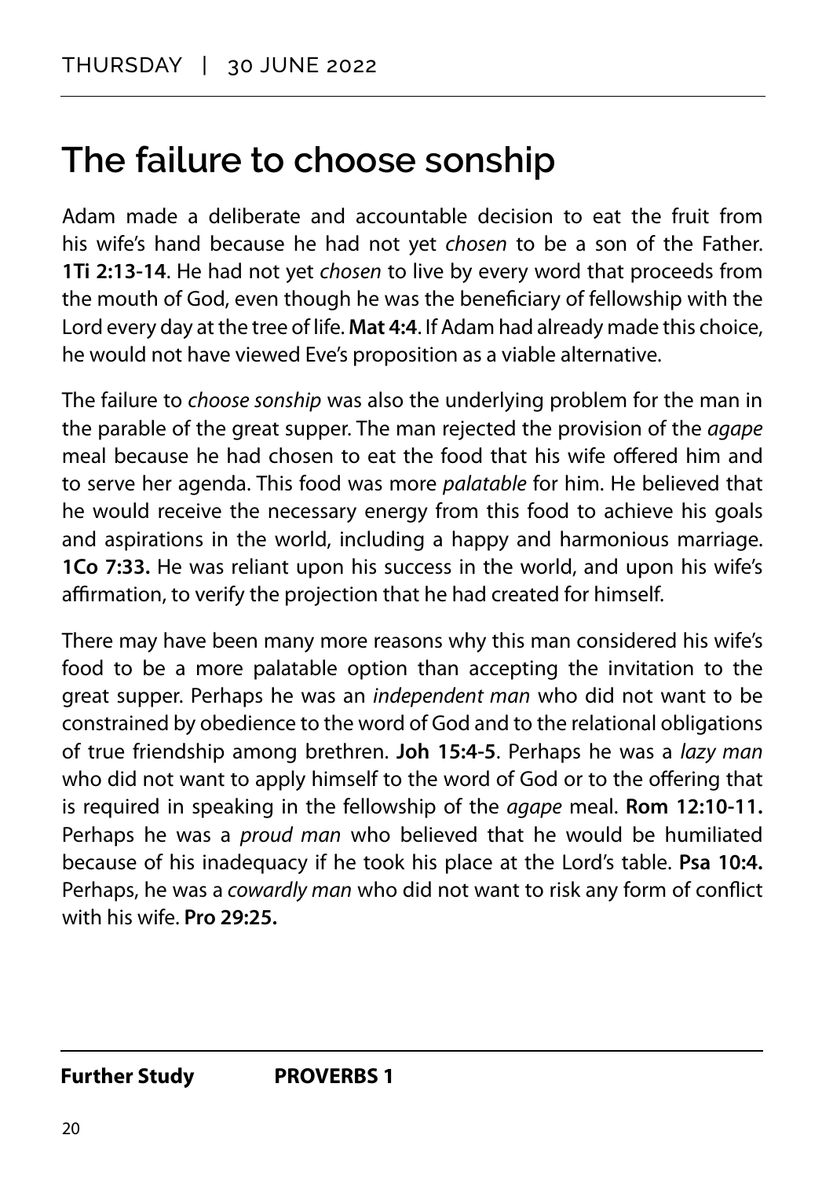THURSDAY | 30 JUNE 2022

# The failure to choose sonship

Adam made a deliberate and accountable decision to eat the fruit from his wife's hand because he had not yet *chosen* to be a son of the Father. **1Ti 2:13-14**. He had not yet *chosen* to live by every word that proceeds from the mouth of God, even though he was the beneficiary of fellowship with the Lord every day at the tree of life. **Mat 4:4**. If Adam had already made this choice, he would not have viewed Eve's proposition as a viable alternative.

The failure to *choose sonship* was also the underlying problem for the man in the parable of the great supper. The man rejected the provision of the *agape* meal because he had chosen to eat the food that his wife offered him and to serve her agenda. This food was more *palatable* for him. He believed that he would receive the necessary energy from this food to achieve his goals and aspirations in the world, including a happy and harmonious marriage. **1Co 7:33.** He was reliant upon his success in the world, and upon his wife's affirmation, to verify the projection that he had created for himself.

There may have been many more reasons why this man considered his wife's food to be a more palatable option than accepting the invitation to the great supper. Perhaps he was an *independent man* who did not want to be constrained by obedience to the word of God and to the relational obligations of true friendship among brethren. **Joh 15:4-5**. Perhaps he was a *lazy man* who did not want to apply himself to the word of God or to the offering that is required in speaking in the fellowship of the *agape* meal. **Rom 12:10-11.** Perhaps he was a *proud man* who believed that he would be humiliated because of his inadequacy if he took his place at the Lord's table. **Psa 10:4.** Perhaps, he was a *cowardly man* who did not want to risk any form of conflict with his wife. **Pro 29:25.**

**Further Study** **PROVERBS 1**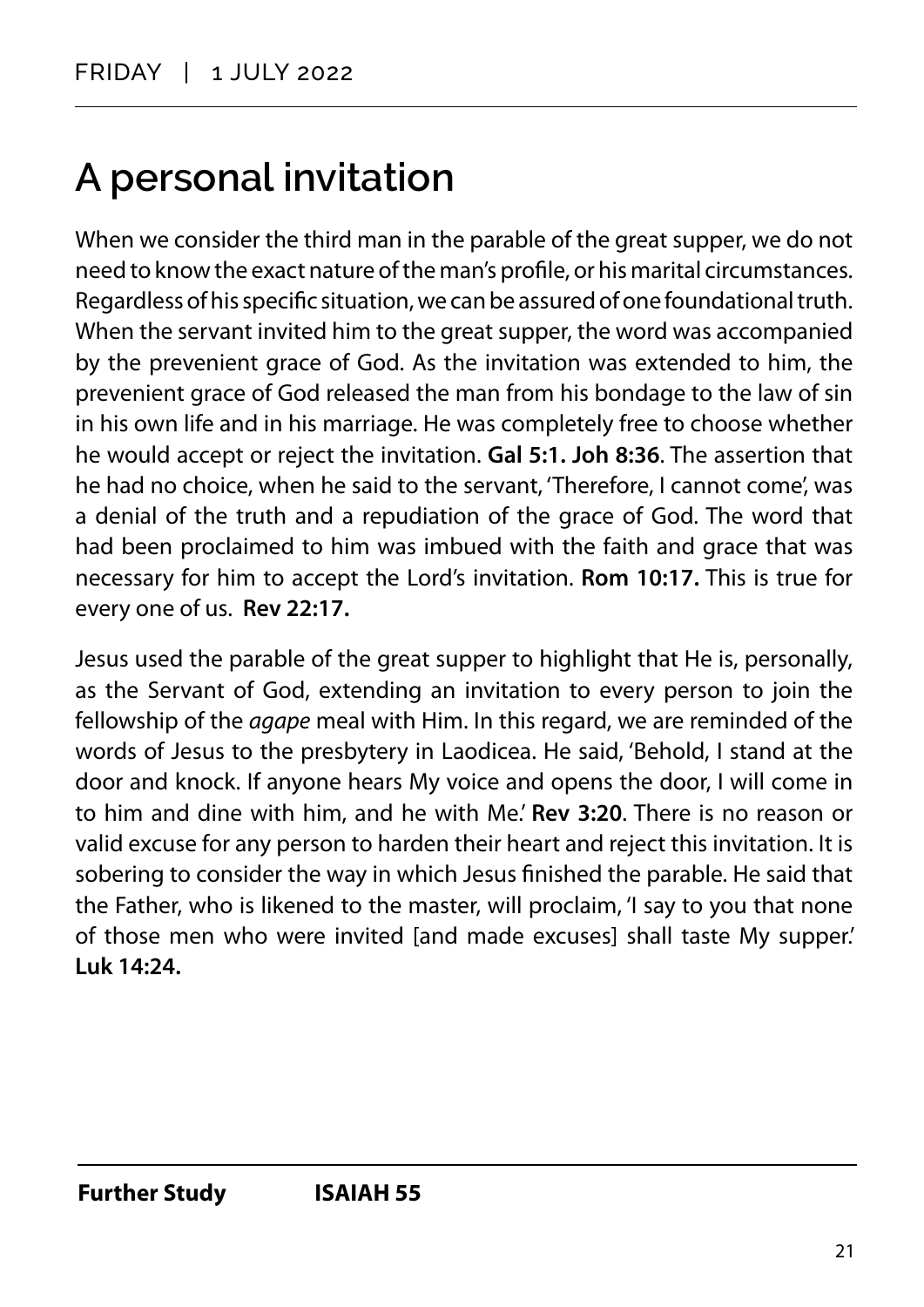FRIDAY | 1 JULY 2022

# A personal invitation

When we consider the third man in the parable of the great supper, we do not need to know the exact nature of the man's profile, or his marital circumstances. Regardless of his specific situation, we can be assured of one foundational truth. When the servant invited him to the great supper, the word was accompanied by the prevenient grace of God. As the invitation was extended to him, the prevenient grace of God released the man from his bondage to the law of sin in his own life and in his marriage. He was completely free to choose whether he would accept or reject the invitation. **Gal 5:1. Joh 8:36**. The assertion that he had no choice, when he said to the servant, 'Therefore, I cannot come', was a denial of the truth and a repudiation of the grace of God. The word that had been proclaimed to him was imbued with the faith and grace that was necessary for him to accept the Lord's invitation. **Rom 10:17.** This is true for every one of us. **Rev 22:17.**

Jesus used the parable of the great supper to highlight that He is, personally, as the Servant of God, extending an invitation to every person to join the fellowship of the *agape* meal with Him. In this regard, we are reminded of the words of Jesus to the presbytery in Laodicea. He said, 'Behold, I stand at the door and knock. If anyone hears My voice and opens the door, I will come in to him and dine with him, and he with Me.' **Rev 3:20**. There is no reason or valid excuse for any person to harden their heart and reject this invitation. It is sobering to consider the way in which Jesus finished the parable. He said that the Father, who is likened to the master, will proclaim, 'I say to you that none of those men who were invited [and made excuses] shall taste My supper.' **Luk 14:24.**

**Further Study** **ISAIAH 55**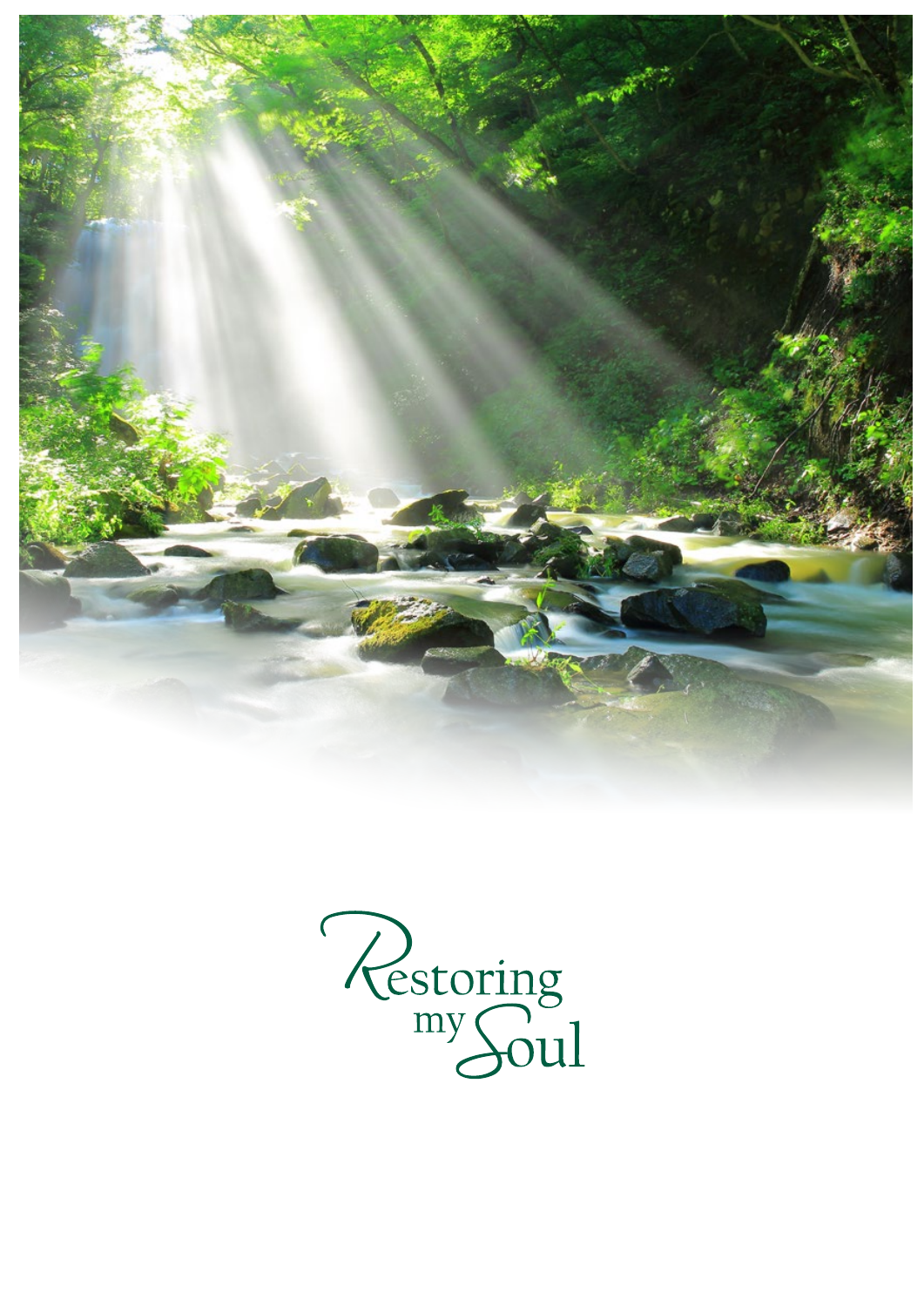Restoring my Soul